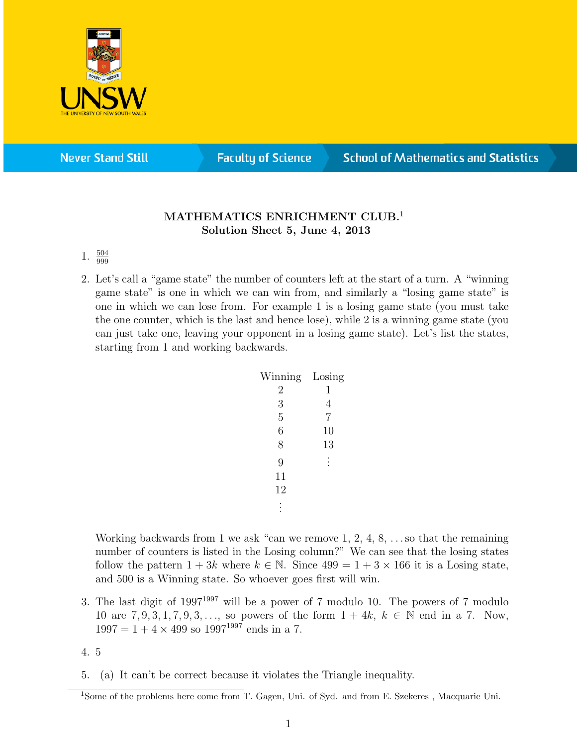**MATHEMATICS ENRICHMENT CLUB.**[1]
**Solution Sheet 5, June 4, 2013**

1. $\frac{504}{999}$

2. Let's call a "game state" the number of counters left at the start of a turn. A "winning game state" is one in which we can win from, and similarly a "losing game state" is one in which we can lose from. For example 1 is a losing game state (you must take the one counter, which is the last and hence lose), while 2 is a winning game state (you can just take one, leaving your opponent in a losing game state). Let's list the states, starting from 1 and working backwards.

| Winning | Losing |
|---|---|
| 2 | 1 |
| 3 | 4 |
| 5 | 7 |
| 6 | 10 |
| 8 | 13 |
| 9 | ⋮ |
| 11 | |
| 12 | |
| ⋮ | |

   Working backwards from 1 we ask "can we remove 1, 2, 4, 8, ... so that the remaining number of counters is listed in the Losing column?" We can see that the losing states follow the pattern $1 + 3k$ where $k \in \mathbb{N}$. Since $499 = 1 + 3 \times 166$ it is a Losing state, and 500 is a Winning state. So whoever goes first will win.

3. The last digit of $1997^{1997}$ will be a power of 7 modulo 10. The powers of 7 modulo 10 are $7, 9, 3, 1, 7, 9, 3, \ldots$, so powers of the form $1 + 4k$, $k \in \mathbb{N}$ end in a 7. Now, $1997 = 1 + 4 \times 499$ so $1997^{1997}$ ends in a 7.

4. 5

5. (a) It can't be correct because it violates the Triangle inequality.

[1] Some of the problems here come from T. Gagen, Uni. of Syd. and from E. Szekeres , Macquarie Uni.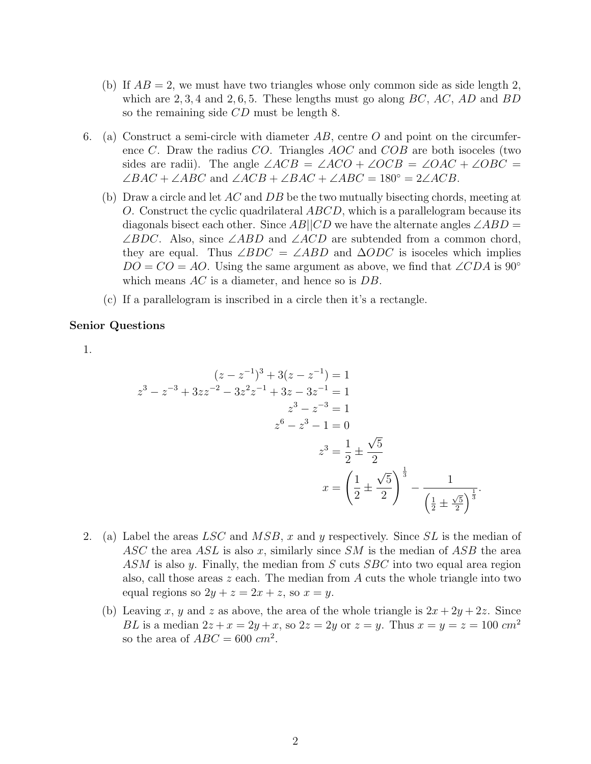(b) If $AB = 2$, we must have two triangles whose only common side as side length 2, which are $2, 3, 4$ and $2, 6, 5$. These lengths must go along $BC$, $AC$, $AD$ and $BD$ so the remaining side $CD$ must be length 8.

6. (a) Construct a semi-circle with diameter $AB$, centre $O$ and point on the circumference $C$. Draw the radius $CO$. Triangles $AOC$ and $COB$ are both isoceles (two sides are radii). The angle $\angle ACB = \angle ACO + \angle OCB = \angle OAC + \angle OBC = \angle BAC + \angle ABC$ and $\angle ACB + \angle BAC + \angle ABC = 180^\circ = 2\angle ACB$.

   (b) Draw a circle and let $AC$ and $DB$ be the two mutually bisecting chords, meeting at $O$. Construct the cyclic quadrilateral $ABCD$, which is a parallelogram because its diagonals bisect each other. Since $AB||CD$ we have the alternate angles $\angle ABD = \angle BDC$. Also, since $\angle ABD$ and $\angle ACD$ are subtended from a common chord, they are equal. Thus $\angle BDC = \angle ABD$ and $\Delta ODC$ is isoceles which implies $DO = CO = AO$. Using the same argument as above, we find that $\angle CDA$ is $90^\circ$ which means $AC$ is a diameter, and hence so is $DB$.

   (c) If a parallelogram is inscribed in a circle then it's a rectangle.

**Senior Questions**

1.

$$
\begin{aligned}
(z - z^{-1})^3 + 3(z - z^{-1}) &= 1 \\
z^3 - z^{-3} + 3zz^{-2} - 3z^2z^{-1} + 3z - 3z^{-1} &= 1 \\
z^3 - z^{-3} &= 1 \\
z^6 - z^3 - 1 &= 0 \\
z^3 &= \frac{1}{2} \pm \frac{\sqrt{5}}{2} \\
x &= \left(\frac{1}{2} \pm \frac{\sqrt{5}}{2}\right)^{\frac{1}{3}} - \frac{1}{\left(\frac{1}{2} \pm \frac{\sqrt{5}}{2}\right)^{\frac{1}{3}}}.
\end{aligned}
$$

2. (a) Label the areas $LSC$ and $MSB$, $x$ and $y$ respectively. Since $SL$ is the median of $ASC$ the area $ASL$ is also $x$, similarly since $SM$ is the median of $ASB$ the area $ASM$ is also $y$. Finally, the median from $S$ cuts $SBC$ into two equal area region also, call those areas $z$ each. The median from $A$ cuts the whole triangle into two equal regions so $2y + z = 2x + z$, so $x = y$.

   (b) Leaving $x$, $y$ and $z$ as above, the area of the whole triangle is $2x + 2y + 2z$. Since $BL$ is a median $2z + x = 2y + x$, so $2z = 2y$ or $z = y$. Thus $x = y = z = 100\ cm^2$ so the area of $ABC = 600\ cm^2$.